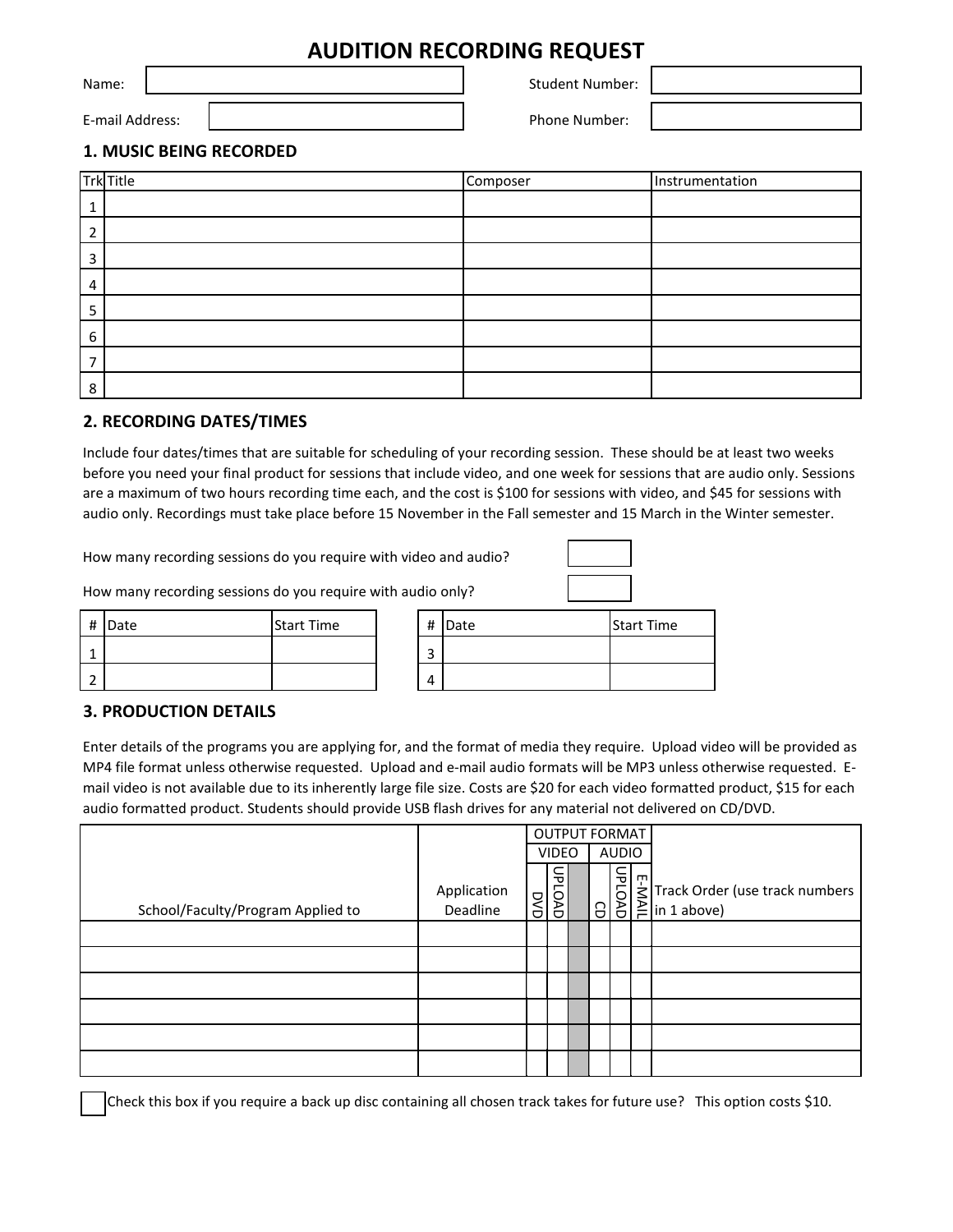# AUDITION RECORDING REQUEST

| Name: | | Student Number: | |
|---|---|---|---|
| E-mail Address: | | Phone Number: | |

## 1. MUSIC BEING RECORDED

| Trk | Title | Composer | Instrumentation |
|---|---|---|---|
| 1 | | | |
| 2 | | | |
| 3 | | | |
| 4 | | | |
| 5 | | | |
| 6 | | | |
| 7 | | | |
| 8 | | | |

## 2. RECORDING DATES/TIMES

Include four dates/times that are suitable for scheduling of your recording session. These should be at least two weeks before you need your final product for sessions that include video, and one week for sessions that are audio only. Sessions are a maximum of two hours recording time each, and the cost is $100 for sessions with video, and $45 for sessions with audio only. Recordings must take place before 15 November in the Fall semester and 15 March in the Winter semester.

How many recording sessions do you require with video and audio? ☐

How many recording sessions do you require with audio only? ☐

| # | Date | Start Time |
|---|---|---|
| 1 | | |
| 2 | | |

| # | Date | Start Time |
|---|---|---|
| 3 | | |
| 4 | | |

## 3. PRODUCTION DETAILS

Enter details of the programs you are applying for, and the format of media they require. Upload video will be provided as MP4 file format unless otherwise requested. Upload and e-mail audio formats will be MP3 unless otherwise requested. E-mail video is not available due to its inherently large file size. Costs are $20 for each video formatted product, $15 for each audio formatted product. Students should provide USB flash drives for any material not delivered on CD/DVD.

| School/Faculty/Program Applied to | Application Deadline | OUTPUT FORMAT: VIDEO DVD | OUTPUT FORMAT: VIDEO UPLOAD | | OUTPUT FORMAT: AUDIO CD | OUTPUT FORMAT: AUDIO UPLOAD | OUTPUT FORMAT: AUDIO E-MAIL | Track Order (use track numbers in 1 above) |
|---|---|---|---|---|---|---|---|---|
| | | | | | | | | |
| | | | | | | | | |
| | | | | | | | | |
| | | | | | | | | |
| | | | | | | | | |
| | | | | | | | | |

☐ Check this box if you require a back up disc containing all chosen track takes for future use? This option costs $10.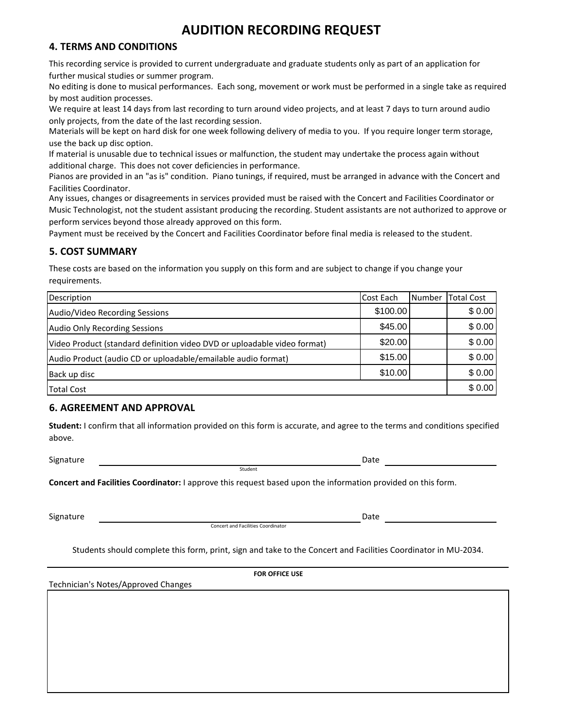# AUDITION RECORDING REQUEST

## 4. TERMS AND CONDITIONS

This recording service is provided to current undergraduate and graduate students only as part of an application for further musical studies or summer program.
No editing is done to musical performances. Each song, movement or work must be performed in a single take as required by most audition processes.
We require at least 14 days from last recording to turn around video projects, and at least 7 days to turn around audio only projects, from the date of the last recording session.
Materials will be kept on hard disk for one week following delivery of media to you. If you require longer term storage, use the back up disc option.
If material is unusable due to technical issues or malfunction, the student may undertake the process again without additional charge. This does not cover deficiencies in performance.
Pianos are provided in an "as is" condition. Piano tunings, if required, must be arranged in advance with the Concert and Facilities Coordinator.
Any issues, changes or disagreements in services provided must be raised with the Concert and Facilities Coordinator or Music Technologist, not the student assistant producing the recording. Student assistants are not authorized to approve or perform services beyond those already approved on this form.
Payment must be received by the Concert and Facilities Coordinator before final media is released to the student.

## 5. COST SUMMARY

These costs are based on the information you supply on this form and are subject to change if you change your requirements.

| Description | Cost Each | Number | Total Cost |
|---|---|---|---|
| Audio/Video Recording Sessions | $100.00 | | $ 0.00 |
| Audio Only Recording Sessions | $45.00 | | $ 0.00 |
| Video Product (standard definition video DVD or uploadable video format) | $20.00 | | $ 0.00 |
| Audio Product (audio CD or uploadable/emailable audio format) | $15.00 | | $ 0.00 |
| Back up disc | $10.00 | | $ 0.00 |
| Total Cost | | | $ 0.00 |

## 6. AGREEMENT AND APPROVAL

**Student:** I confirm that all information provided on this form is accurate, and agree to the terms and conditions specified above.

Signature ______________________________ Date ______________
Student

**Concert and Facilities Coordinator:** I approve this request based upon the information provided on this form.

Signature ______________________________ Date ______________
Concert and Facilities Coordinator

Students should complete this form, print, sign and take to the Concert and Facilities Coordinator in MU-2034.

**FOR OFFICE USE**

Technician's Notes/Approved Changes